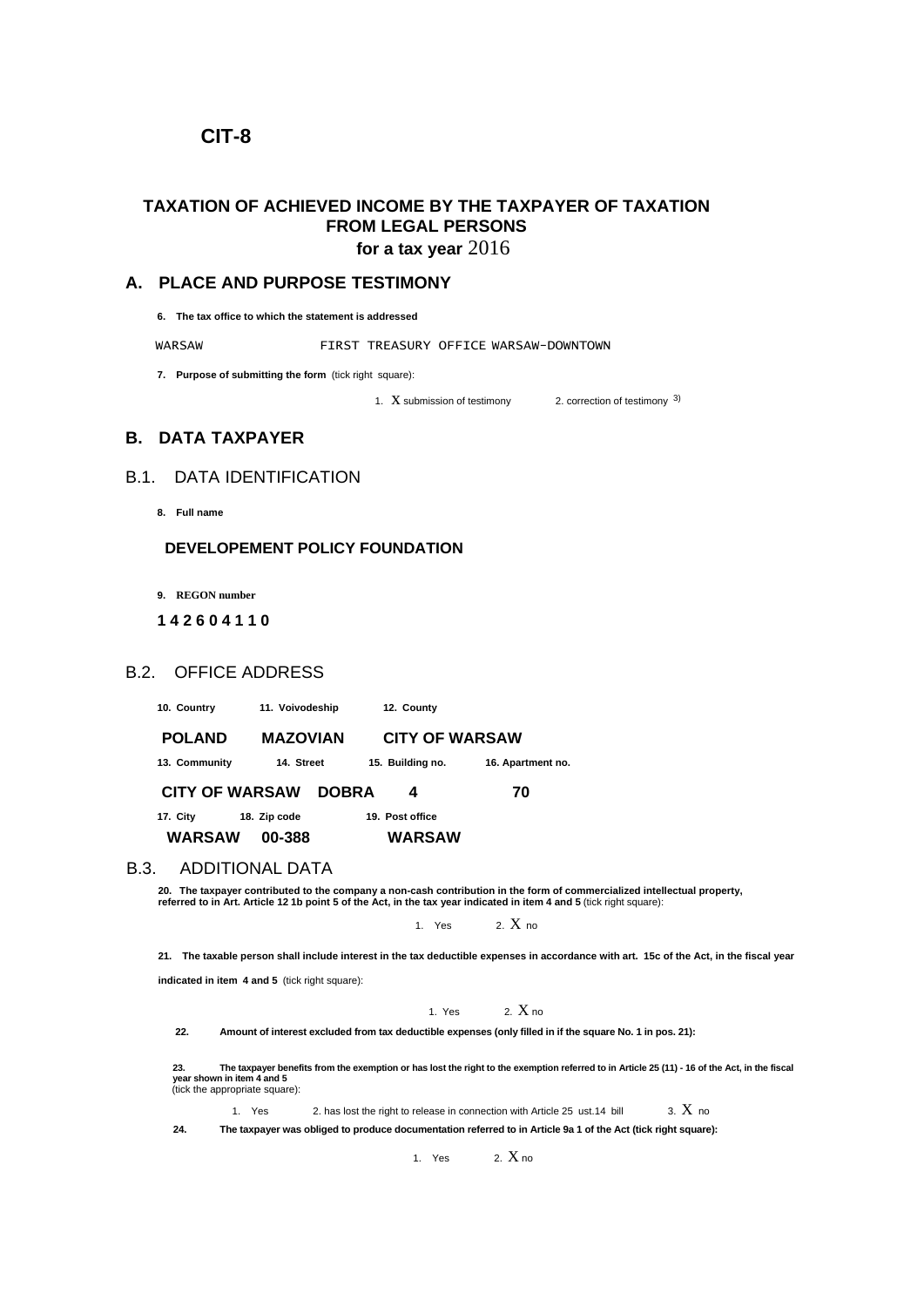# CIT-8

## TAXATION OF ACHIEVED INCOME BY THE TAXPAYER OF TAXATION FROM LEGAL PERSONS

**for a tax year** 2016

## A. PLACE AND PURPOSE TESTIMONY

**6. The tax office to which the statement is addressed**

WARSAW FIRST TREASURY OFFICE WARSAW-DOWNTOWN

**7. Purpose of submitting the form** (tick right square):

1. X submission of testimony 2. correction of testimony [3)]

## B. DATA TAXPAYER

### B.1. DATA IDENTIFICATION

**8. Full name**

**DEVELOPEMENT POLICY FOUNDATION**

**9. REGON number**

**1 4 2 6 0 4 1 1 0**

### B.2. OFFICE ADDRESS

| 10. Country | 11. Voivodeship | 12. County | |
|---|---|---|---|
| **POLAND** | **MAZOVIAN** | **CITY OF WARSAW** | |
| **13. Community** | **14. Street** | **15. Building no.** | **16. Apartment no.** |
| **CITY OF WARSAW** | **DOBRA** | **4** | **70** |
| **17. City** | **18. Zip code** | **19. Post office** | |
| **WARSAW** | **00-388** | **WARSAW** | |

### B.3. ADDITIONAL DATA

**20. The taxpayer contributed to the company a non-cash contribution in the form of commercialized intellectual property, referred to in Art. Article 12 1b point 5 of the Act, in the tax year indicated in item 4 and 5** (tick right square):

1. Yes 2. X no

**21. The taxable person shall include interest in the tax deductible expenses in accordance with art. 15c of the Act, in the fiscal year indicated in item 4 and 5** (tick right square):

1. Yes 2. X no

**22. Amount of interest excluded from tax deductible expenses (only filled in if the square No. 1 in pos. 21):**

**23. The taxpayer benefits from the exemption or has lost the right to the exemption referred to in Article 25 (11) - 16 of the Act, in the fiscal year shown in item 4 and 5**
(tick the appropriate square):

1. Yes 2. has lost the right to release in connection with Article 25 ust.14 bill 3. X no

**24. The taxpayer was obliged to produce documentation referred to in Article 9a 1 of the Act (tick right square):**

1. Yes 2. X no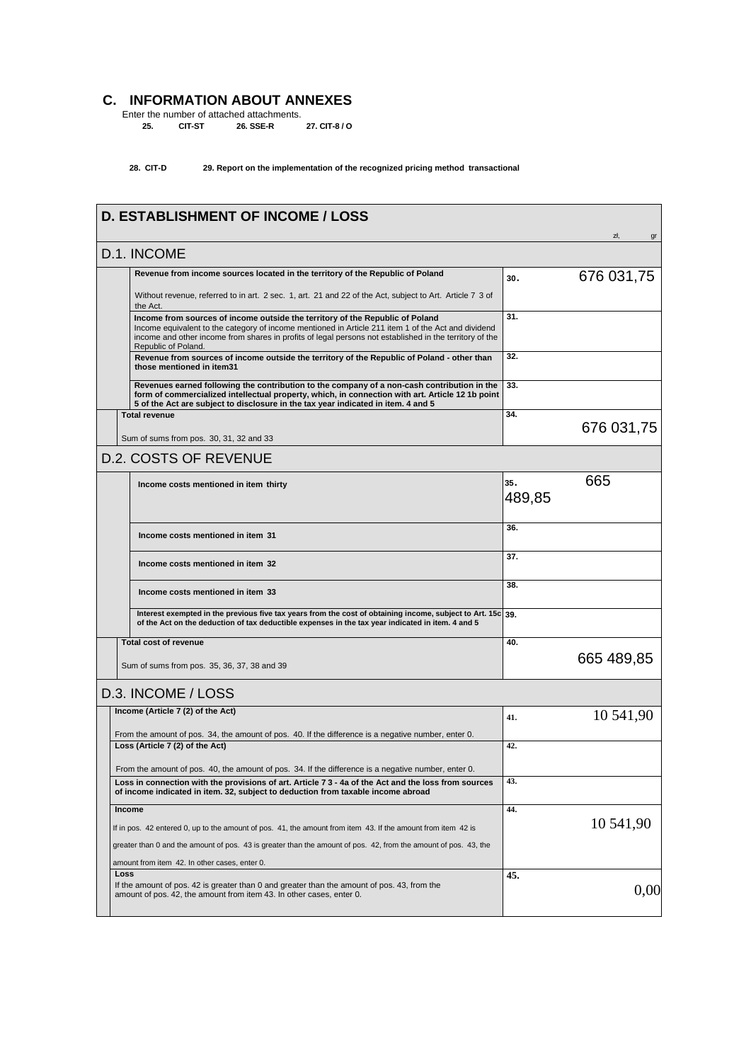## C. INFORMATION ABOUT ANNEXES

Enter the number of attached attachments.

**25. CIT-ST** **26. SSE-R** **27. CIT-8 / O**

**28. CIT-D** **29. Report on the implementation of the recognized pricing method transactional**

## D. ESTABLISHMENT OF INCOME / LOSS

zł, gr

### D.1. INCOME

| Description | Pos. | Amount |
|---|---|---|
| **Revenue from income sources located in the territory of the Republic of Poland**<br>Without revenue, referred to in art. 2 sec. 1, art. 21 and 22 of the Act, subject to Art. Article 7 3 of the Act. | 30. | 676 031,75 |
| **Income from sources of income outside the territory of the Republic of Poland**<br>Income equivalent to the category of income mentioned in Article 211 item 1 of the Act and dividend income and other income from shares in profits of legal persons not established in the territory of the Republic of Poland. | 31. | |
| **Revenue from sources of income outside the territory of the Republic of Poland - other than those mentioned in item31** | 32. | |
| **Revenues earned following the contribution to the company of a non-cash contribution in the form of commercialized intellectual property, which, in connection with art. Article 12 1b point 5 of the Act are subject to disclosure in the tax year indicated in item. 4 and 5** | 33. | |
| **Total revenue**<br>Sum of sums from pos. 30, 31, 32 and 33 | 34. | 676 031,75 |

### D.2. COSTS OF REVENUE

| Description | Pos. | Amount |
|---|---|---|
| **Income costs mentioned in item thirty** | 35. | 665 489,85 |
| **Income costs mentioned in item 31** | 36. | |
| **Income costs mentioned in item 32** | 37. | |
| **Income costs mentioned in item 33** | 38. | |
| **Interest exempted in the previous five tax years from the cost of obtaining income, subject to Art. 15c of the Act on the deduction of tax deductible expenses in the tax year indicated in item. 4 and 5** | 39. | |
| **Total cost of revenue**<br>Sum of sums from pos. 35, 36, 37, 38 and 39 | 40. | 665 489,85 |

### D.3. INCOME / LOSS

| Description | Pos. | Amount |
|---|---|---|
| **Income (Article 7 (2) of the Act)**<br>From the amount of pos. 34, the amount of pos. 40. If the difference is a negative number, enter 0. | 41. | 10 541,90 |
| **Loss (Article 7 (2) of the Act)**<br>From the amount of pos. 40, the amount of pos. 34. If the difference is a negative number, enter 0. | 42. | |
| **Loss in connection with the provisions of art. Article 7 3 - 4a of the Act and the loss from sources of income indicated in item. 32, subject to deduction from taxable income abroad** | 43. | |
| **Income**<br>If in pos. 42 entered 0, up to the amount of pos. 41, the amount from item 43. If the amount from item 42 is greater than 0 and the amount of pos. 43 is greater than the amount of pos. 42, from the amount of pos. 43, the amount from item 42. In other cases, enter 0. | 44. | 10 541,90 |
| **Loss**<br>If the amount of pos. 42 is greater than 0 and greater than the amount of pos. 43, from the amount of pos. 42, the amount from item 43. In other cases, enter 0. | 45. | 0,00 |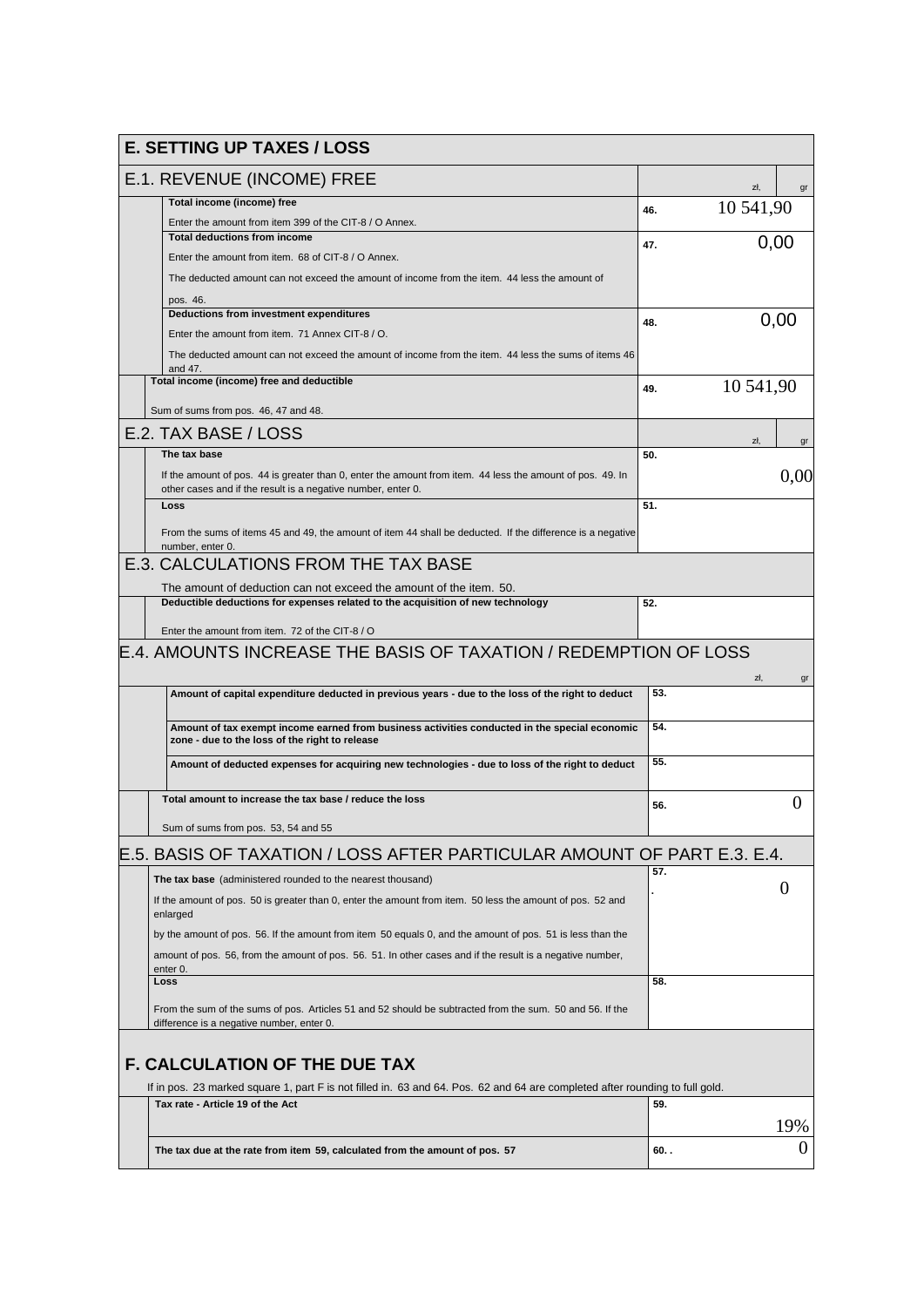## E. SETTING UP TAXES / LOSS

### E.1. REVENUE (INCOME) FREE

| Description | Item | zł, gr |
|---|---|---|
| **Total income (income) free**<br>Enter the amount from item 399 of the CIT-8 / O Annex. | 46. | 10 541,90 |
| **Total deductions from income**<br>Enter the amount from item. 68 of CIT-8 / O Annex.<br>The deducted amount can not exceed the amount of income from the item. 44 less the amount of pos. 46. | 47. | 0,00 |
| **Deductions from investment expenditures**<br>Enter the amount from item. 71 Annex CIT-8 / O.<br>The deducted amount can not exceed the amount of income from the item. 44 less the sums of items 46 and 47. | 48. | 0,00 |
| **Total income (income) free and deductible**<br>Sum of sums from pos. 46, 47 and 48. | 49. | 10 541,90 |

### E.2. TAX BASE / LOSS

| Description | Item | zł, gr |
|---|---|---|
| **The tax base**<br>If the amount of pos. 44 is greater than 0, enter the amount from item. 44 less the amount of pos. 49. In other cases and if the result is a negative number, enter 0. | 50. | 0,00 |
| **Loss**<br>From the sums of items 45 and 49, the amount of item 44 shall be deducted. If the difference is a negative number, enter 0. | 51. | |

### E.3. CALCULATIONS FROM THE TAX BASE

The amount of deduction can not exceed the amount of the item. 50.

| Description | Item | Amount |
|---|---|---|
| **Deductible deductions for expenses related to the acquisition of new technology**<br>Enter the amount from item. 72 of the CIT-8 / O | 52. | |

### E.4. AMOUNTS INCREASE THE BASIS OF TAXATION / REDEMPTION OF LOSS

| Description | Item | zł, gr |
|---|---|---|
| **Amount of capital expenditure deducted in previous years - due to the loss of the right to deduct** | 53. | |
| **Amount of tax exempt income earned from business activities conducted in the special economic zone - due to the loss of the right to release** | 54. | |
| **Amount of deducted expenses for acquiring new technologies - due to loss of the right to deduct** | 55. | |
| **Total amount to increase the tax base / reduce the loss**<br>Sum of sums from pos. 53, 54 and 55 | 56. | 0 |

### E.5. BASIS OF TAXATION / LOSS AFTER PARTICULAR AMOUNT OF PART E.3. E.4.

| Description | Item | Amount |
|---|---|---|
| **The tax base** (administered rounded to the nearest thousand)<br>If the amount of pos. 50 is greater than 0, enter the amount from item. 50 less the amount of pos. 52 and enlarged<br>by the amount of pos. 56. If the amount from item 50 equals 0, and the amount of pos. 51 is less than the<br>amount of pos. 56, from the amount of pos. 56. 51. In other cases and if the result is a negative number, enter 0. | 57. | 0 |
| **Loss**<br>From the sum of the sums of pos. Articles 51 and 52 should be subtracted from the sum. 50 and 56. If the difference is a negative number, enter 0. | 58. | |

## F. CALCULATION OF THE DUE TAX

If in pos. 23 marked square 1, part F is not filled in. 63 and 64. Pos. 62 and 64 are completed after rounding to full gold.

| Description | Item | Amount |
|---|---|---|
| **Tax rate - Article 19 of the Act** | 59. | 19% |
| **The tax due at the rate from item 59, calculated from the amount of pos. 57** | 60. | 0 |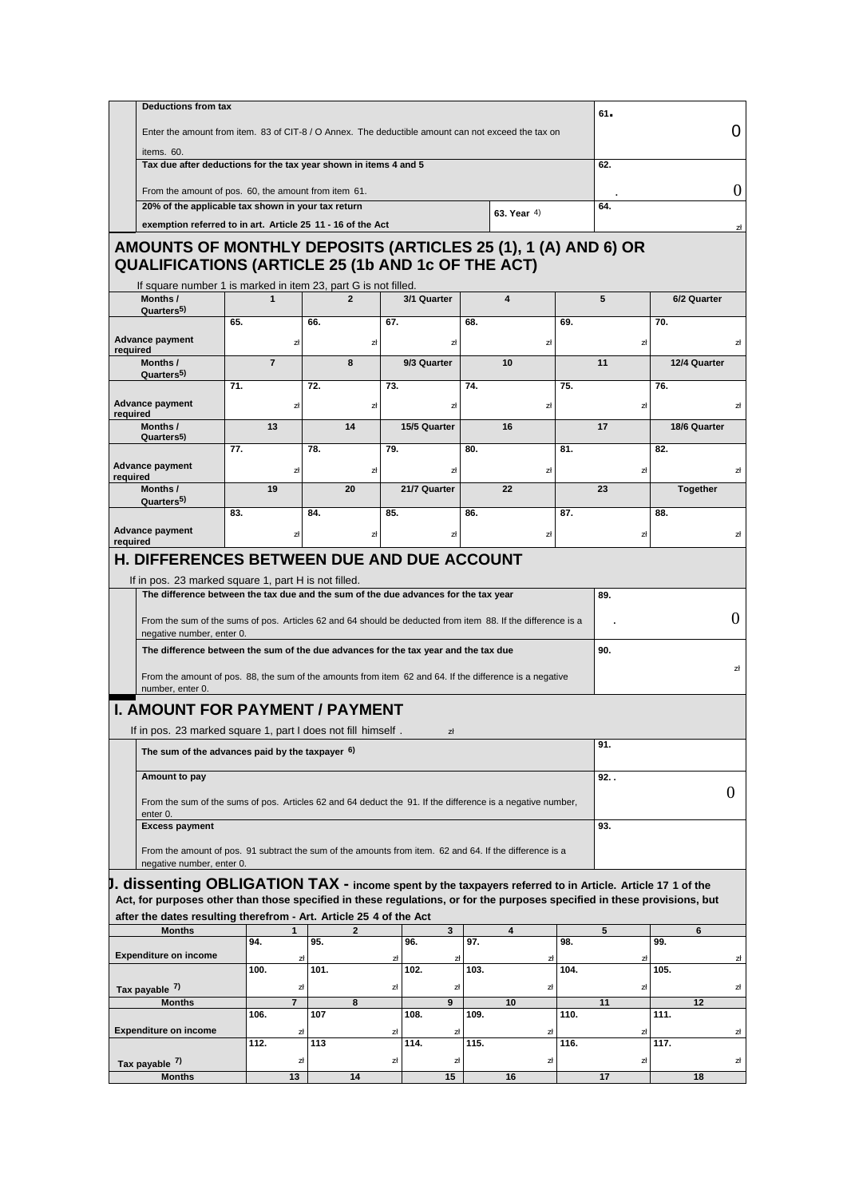| Deductions from tax<br><br>Enter the amount from item. 83 of CIT-8 / O Annex. The deductible amount can not exceed the tax on items. 60. | 61. 0 |
|---|---|
| Tax due after deductions for the tax year shown in items 4 and 5<br><br>From the amount of pos. 60, the amount from item 61. | 62. . 0 |
| 20% of the applicable tax shown in your tax return exemption referred to in art. Article 25 11 - 16 of the Act — 63. Year [4] | 64. zł |

## AMOUNTS OF MONTHLY DEPOSITS (ARTICLES 25 (1), 1 (A) AND 6) OR QUALIFICATIONS (ARTICLE 25 (1b AND 1c OF THE ACT)

If square number 1 is marked in item 23, part G is not filled.

| Months / Quarters[5] | 1 | 2 | 3/1 Quarter | 4 | 5 | 6/2 Quarter |
|---|---|---|---|---|---|---|
| Advance payment required | 65. zł | 66. zł | 67. zł | 68. zł | 69. zł | 70. zł |
| Months / Quarters[5] | 7 | 8 | 9/3 Quarter | 10 | 11 | 12/4 Quarter |
| Advance payment required | 71. zł | 72. zł | 73. zł | 74. zł | 75. zł | 76. zł |
| Months / Quarters[5] | 13 | 14 | 15/5 Quarter | 16 | 17 | 18/6 Quarter |
| Advance payment required | 77. zł | 78. zł | 79. zł | 80. zł | 81. zł | 82. zł |
| Months / Quarters[5] | 19 | 20 | 21/7 Quarter | 22 | 23 | Together |
| Advance payment required | 83. zł | 84. zł | 85. zł | 86. zł | 87. zł | 88. zł |

## H. DIFFERENCES BETWEEN DUE AND DUE ACCOUNT

If in pos. 23 marked square 1, part H is not filled.

| The difference between the tax due and the sum of the due advances for the tax year<br><br>From the sum of the sums of pos. Articles 62 and 64 should be deducted from item 88. If the difference is a negative number, enter 0. | 89. . 0 |
|---|---|
| The difference between the sum of the due advances for the tax year and the tax due<br><br>From the amount of pos. 88, the sum of the amounts from item 62 and 64. If the difference is a negative number, enter 0. | 90. zł |

## I. AMOUNT FOR PAYMENT / PAYMENT

If in pos. 23 marked square 1, part I does not fill himself . zł

| The sum of the advances paid by the taxpayer [6] | 91. |
|---|---|
| Amount to pay<br><br>From the sum of the sums of pos. Articles 62 and 64 deduct the 91. If the difference is a negative number, enter 0. | 92. . 0 |
| Excess payment<br><br>From the amount of pos. 91 subtract the sum of the amounts from item. 62 and 64. If the difference is a negative number, enter 0. | 93. |

## J. dissenting OBLIGATION TAX - income spent by the taxpayers referred to in Article. Article 17 1 of the Act, for purposes other than those specified in these regulations, or for the purposes specified in these provisions, but after the dates resulting therefrom - Art. Article 25 4 of the Act

| Months | 1 | 2 | 3 | 4 | 5 | 6 |
|---|---|---|---|---|---|---|
| Expenditure on income | 94. zł | 95. zł | 96. zł | 97. zł | 98. zł | 99. zł |
| Tax payable [7] | 100. zł | 101. zł | 102. zł | 103. zł | 104. zł | 105. zł |
| Months | 7 | 8 | 9 | 10 | 11 | 12 |
| Expenditure on income | 106. zł | 107 zł | 108. zł | 109. zł | 110. zł | 111. zł |
| Tax payable [7] | 112. zł | 113 zł | 114. zł | 115. zł | 116. zł | 117. zł |
| Months | 13 | 14 | 15 | 16 | 17 | 18 |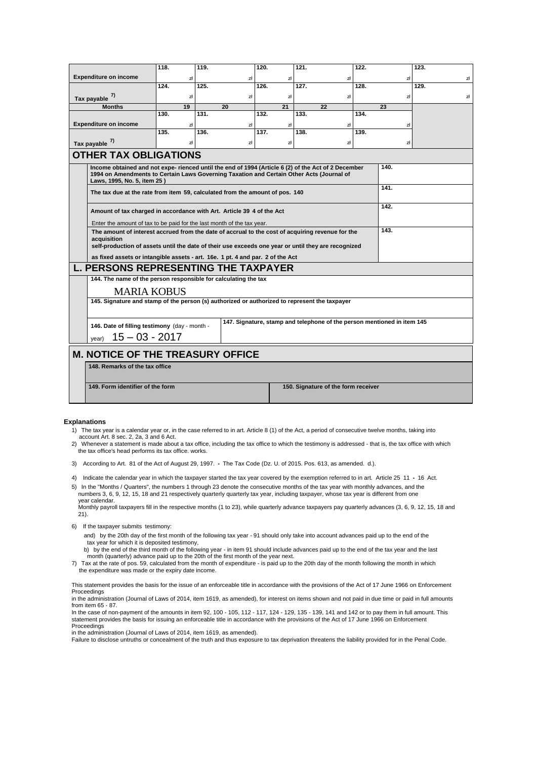| | | | | | | |
|---|---|---|---|---|---|---|
| Expenditure on income | 118. zł | 119. zł | 120. zł | 121. zł | 122. zł | 123. zł |
| Tax payable 7) | 124. zł | 125. zł | 126. zł | 127. zł | 128. zł | 129. zł |
| Months | 19 | 20 | 21 | 22 | 23 | |
| Expenditure on income | 130. zł | 131. zł | 132. zł | 133. zł | 134. zł | |
| Tax payable 7) | 135. zł | 136. zł | 137. zł | 138. zł | 139. zł | |

## OTHER TAX OBLIGATIONS

| | |
|---|---|
| **Income obtained and not expe- rienced until the end of 1994 (Article 6 (2) of the Act of 2 December 1994 on Amendments to Certain Laws Governing Taxation and Certain Other Acts (Journal of Laws, 1995, No. 5, item 25 )** | 140. |
| **The tax due at the rate from item 59, calculated from the amount of pos. 140** | 141. |
| **Amount of tax charged in accordance with Art. Article 39 4 of the Act**<br>Enter the amount of tax to be paid for the last month of the tax year. | 142. |
| **The amount of interest accrued from the date of accrual to the cost of acquiring revenue for the acquisition self-production of assets until the date of their use exceeds one year or until they are recognized as fixed assets or intangible assets - art. 16e. 1 pt. 4 and par. 2 of the Act** | 143. |

## L. PERSONS REPRESENTING THE TAXPAYER

**144. The name of the person responsible for calculating the tax**

MARIA KOBUS

**145. Signature and stamp of the person (s) authorized or authorized to represent the taxpayer**

| | |
|---|---|
| **146. Date of filling testimony** (day - month - year) 15 – 03 - 2017 | **147. Signature, stamp and telephone of the person mentioned in item 145** |

## M. NOTICE OF THE TREASURY OFFICE

**148. Remarks of the tax office**

| | |
|---|---|
| **149. Form identifier of the form** | **150. Signature of the form receiver** |

**Explanations**

1) The tax year is a calendar year or, in the case referred to in art. Article 8 (1) of the Act, a period of consecutive twelve months, taking into account Art. 8 sec. 2, 2a, 3 and 6 Act.
2) Whenever a statement is made about a tax office, including the tax office to which the testimony is addressed - that is, the tax office with which the tax office's head performs its tax office. works.
3) According to Art. 81 of the Act of August 29, 1997. - The Tax Code (Dz. U. of 2015. Pos. 613, as amended. d.).
4) Indicate the calendar year in which the taxpayer started the tax year covered by the exemption referred to in art. Article 25 11 - 16 Act.
5) In the "Months / Quarters", the numbers 1 through 23 denote the consecutive months of the tax year with monthly advances, and the numbers 3, 6, 9, 12, 15, 18 and 21 respectively quarterly quarterly tax year, including taxpayer, whose tax year is different from one year calendar.
Monthly payroll taxpayers fill in the respective months (1 to 23), while quarterly advance taxpayers pay quarterly advances (3, 6, 9, 12, 15, 18 and 21).
6) If the taxpayer submits testimony:
   and) by the 20th day of the first month of the following tax year - 91 should only take into account advances paid up to the end of the tax year for which it is deposited testimony,
   b) by the end of the third month of the following year - in item 91 should include advances paid up to the end of the tax year and the last month (quarterly) advance paid up to the 20th of the first month of the year next.
7) Tax at the rate of pos. 59, calculated from the month of expenditure - is paid up to the 20th day of the month following the month in which the expenditure was made or the expiry date income.

This statement provides the basis for the issue of an enforceable title in accordance with the provisions of the Act of 17 June 1966 on Enforcement Proceedings
in the administration (Journal of Laws of 2014, item 1619, as amended), for interest on items shown and not paid in due time or paid in full amounts from item 65 - 87.
In the case of non-payment of the amounts in item 92, 100 - 105, 112 - 117, 124 - 129, 135 - 139, 141 and 142 or to pay them in full amount. This statement provides the basis for issuing an enforceable title in accordance with the provisions of the Act of 17 June 1966 on Enforcement Proceedings
in the administration (Journal of Laws of 2014, item 1619, as amended).
Failure to disclose untruths or concealment of the truth and thus exposure to tax deprivation threatens the liability provided for in the Penal Code.